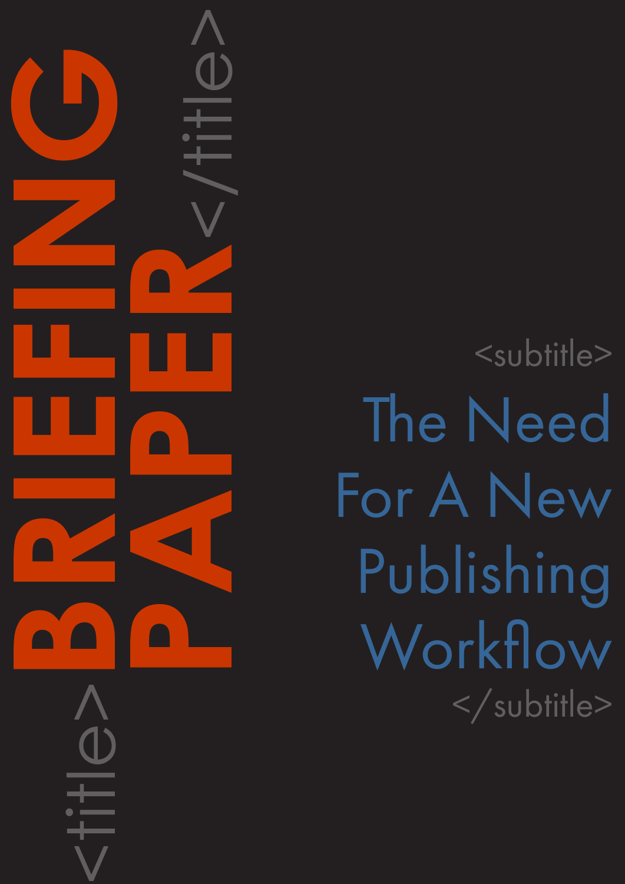<title>

# BRIEFING PAPER

</title>

<subtitle>

## The Need For A New Publishing Workflow

</subtitle>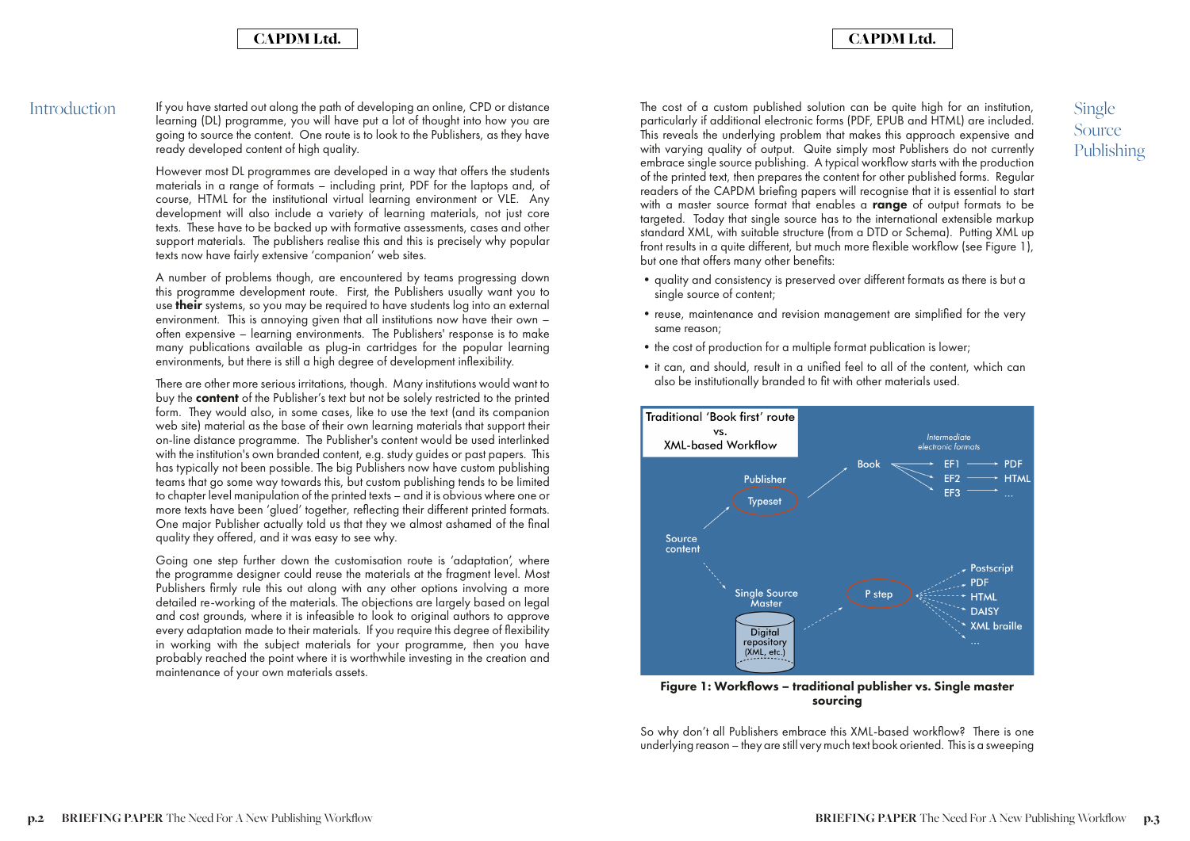## Introduction

If you have started out along the path of developing an online, CPD or distance learning (DL) programme, you will have put a lot of thought into how you are going to source the content. One route is to look to the Publishers, as they have ready developed content of high quality.

However most DL programmes are developed in a way that offers the students materials in a range of formats – including print, PDF for the laptops and, of course, HTML for the institutional virtual learning environment or VLE. Any development will also include a variety of learning materials, not just core texts. These have to be backed up with formative assessments, cases and other support materials. The publishers realise this and this is precisely why popular texts now have fairly extensive 'companion' web sites.

A number of problems though, are encountered by teams progressing down this programme development route. First, the Publishers usually want you to use **their** systems, so you may be required to have students log into an external environment. This is annoying given that all institutions now have their own – often expensive – learning environments. The Publishers' response is to make many publications available as plug-in cartridges for the popular learning environments, but there is still a high degree of development inflexibility.

There are other more serious irritations, though. Many institutions would want to buy the **content** of the Publisher's text but not be solely restricted to the printed form. They would also, in some cases, like to use the text (and its companion web site) material as the base of their own learning materials that support their on-line distance programme. The Publisher's content would be used interlinked with the institution's own branded content, e.g. study guides or past papers. This has typically not been possible. The big Publishers now have custom publishing teams that go some way towards this, but custom publishing tends to be limited to chapter level manipulation of the printed texts – and it is obvious where one or more texts have been 'glued' together, reflecting their different printed formats. One major Publisher actually told us that they we almost ashamed of the final quality they offered, and it was easy to see why.

Going one step further down the customisation route is 'adaptation', where the programme designer could reuse the materials at the fragment level. Most Publishers firmly rule this out along with any other options involving a more detailed re-working of the materials. The objections are largely based on legal and cost grounds, where it is infeasible to look to original authors to approve every adaptation made to their materials. If you require this degree of flexibility in working with the subject materials for your programme, then you have probably reached the point where it is worthwhile investing in the creation and maintenance of your own materials assets.

## Single Source Publishing

The cost of a custom published solution can be quite high for an institution, particularly if additional electronic forms (PDF, EPUB and HTML) are included. This reveals the underlying problem that makes this approach expensive and with varying quality of output. Quite simply most Publishers do not currently embrace single source publishing. A typical workflow starts with the production of the printed text, then prepares the content for other published forms. Regular readers of the CAPDM briefing papers will recognise that it is essential to start with a master source format that enables a **range** of output formats to be targeted. Today that single source has to the international extensible markup standard XML, with suitable structure (from a DTD or Schema). Putting XML up front results in a quite different, but much more flexible workflow (see Figure 1), but one that offers many other benefits:

- quality and consistency is preserved over different formats as there is but a single source of content;
- reuse, maintenance and revision management are simplified for the very same reason;
- the cost of production for a multiple format publication is lower;
- it can, and should, result in a unified feel to all of the content, which can also be institutionally branded to fit with other materials used.

Traditional 'Book first' route
vs.
XML-based Workflow

Intermediate electronic formats

Source content

Publisher

Typeset

Book

EF1

EF2

EF3

PDF

HTML

...

Single Source Master

Digital repository (XML, etc.)

P step

Postscript

PDF

HTML

DAISY

XML braille

...

**Figure 1: Workflows – traditional publisher vs. Single master sourcing**

So why don't all Publishers embrace this XML-based workflow? There is one underlying reason – they are still very much text book oriented. This is a sweeping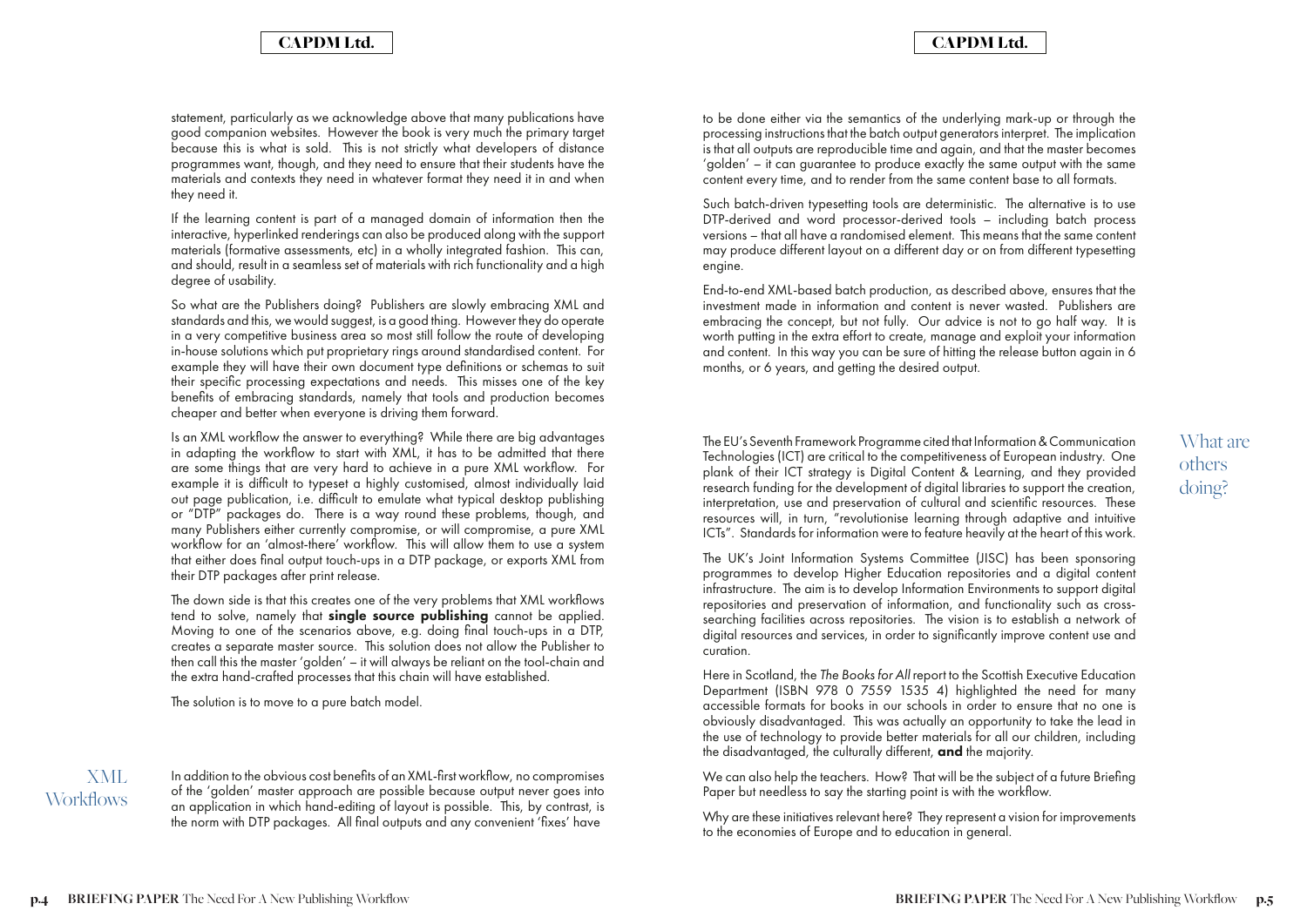statement, particularly as we acknowledge above that many publications have good companion websites. However the book is very much the primary target because this is what is sold. This is not strictly what developers of distance programmes want, though, and they need to ensure that their students have the materials and contexts they need in whatever format they need it in and when they need it.

If the learning content is part of a managed domain of information then the interactive, hyperlinked renderings can also be produced along with the support materials (formative assessments, etc) in a wholly integrated fashion. This can, and should, result in a seamless set of materials with rich functionality and a high degree of usability.

So what are the Publishers doing? Publishers are slowly embracing XML and standards and this, we would suggest, is a good thing. However they do operate in a very competitive business area so most still follow the route of developing in-house solutions which put proprietary rings around standardised content. For example they will have their own document type definitions or schemas to suit their specific processing expectations and needs. This misses one of the key benefits of embracing standards, namely that tools and production becomes cheaper and better when everyone is driving them forward.

Is an XML workflow the answer to everything? While there are big advantages in adapting the workflow to start with XML, it has to be admitted that there are some things that are very hard to achieve in a pure XML workflow. For example it is difficult to typeset a highly customised, almost individually laid out page publication, i.e. difficult to emulate what typical desktop publishing or "DTP" packages do. There is a way round these problems, though, and many Publishers either currently compromise, or will compromise, a pure XML workflow for an 'almost-there' workflow. This will allow them to use a system that either does final output touch-ups in a DTP package, or exports XML from their DTP packages after print release.

The down side is that this creates one of the very problems that XML workflows tend to solve, namely that **single source publishing** cannot be applied. Moving to one of the scenarios above, e.g. doing final touch-ups in a DTP, creates a separate master source. This solution does not allow the Publisher to then call this the master 'golden' – it will always be reliant on the tool-chain and the extra hand-crafted processes that this chain will have established.

The solution is to move to a pure batch model.

## XML Workflows

In addition to the obvious cost benefits of an XML-first workflow, no compromises of the 'golden' master approach are possible because output never goes into an application in which hand-editing of layout is possible. This, by contrast, is the norm with DTP packages. All final outputs and any convenient 'fixes' have to be done either via the semantics of the underlying mark-up or through the processing instructions that the batch output generators interpret. The implication is that all outputs are reproducible time and again, and that the master becomes 'golden' – it can guarantee to produce exactly the same output with the same content every time, and to render from the same content base to all formats.

Such batch-driven typesetting tools are deterministic. The alternative is to use DTP-derived and word processor-derived tools – including batch process versions – that all have a randomised element. This means that the same content may produce different layout on a different day or on from different typesetting engine.

End-to-end XML-based batch production, as described above, ensures that the investment made in information and content is never wasted. Publishers are embracing the concept, but not fully. Our advice is not to go half way. It is worth putting in the extra effort to create, manage and exploit your information and content. In this way you can be sure of hitting the release button again in 6 months, or 6 years, and getting the desired output.

## What are others doing?

The EU's Seventh Framework Programme cited that Information & Communication Technologies (ICT) are critical to the competitiveness of European industry. One plank of their ICT strategy is Digital Content & Learning, and they provided research funding for the development of digital libraries to support the creation, interpretation, use and preservation of cultural and scientific resources. These resources will, in turn, "revolutionise learning through adaptive and intuitive ICTs". Standards for information were to feature heavily at the heart of this work.

The UK's Joint Information Systems Committee (JISC) has been sponsoring programmes to develop Higher Education repositories and a digital content infrastructure. The aim is to develop Information Environments to support digital repositories and preservation of information, and functionality such as cross-searching facilities across repositories. The vision is to establish a network of digital resources and services, in order to significantly improve content use and curation.

Here in Scotland, the *The Books for All* report to the Scottish Executive Education Department (ISBN 978 0 7559 1535 4) highlighted the need for many accessible formats for books in our schools in order to ensure that no one is obviously disadvantaged. This was actually an opportunity to take the lead in the use of technology to provide better materials for all our children, including the disadvantaged, the culturally different, **and** the majority.

We can also help the teachers. How? That will be the subject of a future Briefing Paper but needless to say the starting point is with the workflow.

Why are these initiatives relevant here? They represent a vision for improvements to the economies of Europe and to education in general.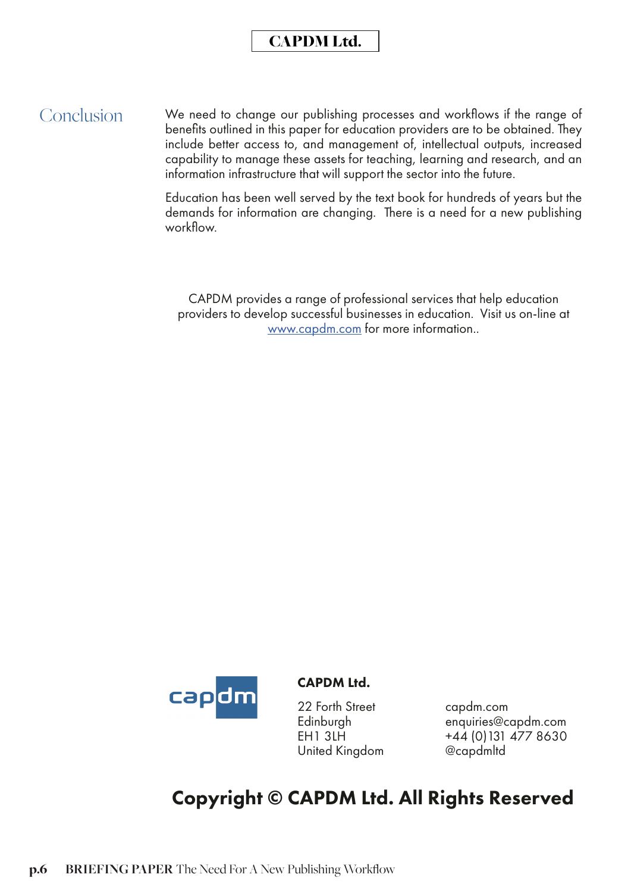## Conclusion

We need to change our publishing processes and workflows if the range of benefits outlined in this paper for education providers are to be obtained. They include better access to, and management of, intellectual outputs, increased capability to manage these assets for teaching, learning and research, and an information infrastructure that will support the sector into the future.

Education has been well served by the text book for hundreds of years but the demands for information are changing. There is a need for a new publishing workflow.

CAPDM provides a range of professional services that help education providers to develop successful businesses in education. Visit us on-line at [www.capdm.com](http://www.capdm.com) for more information..

**CAPDM Ltd.**

22 Forth Street
Edinburgh
EH1 3LH
United Kingdom

capdm.com
enquiries@capdm.com
+44 (0)131 477 8630
@capdmltd

**Copyright © CAPDM Ltd. All Rights Reserved**